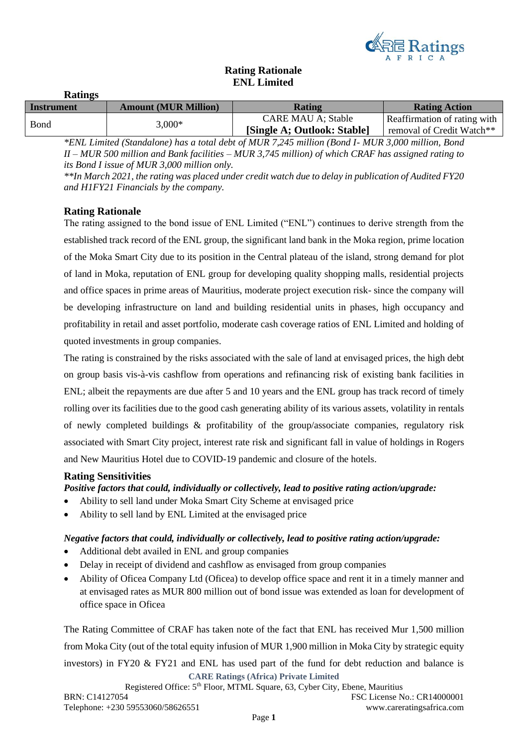# Rating Rationale
# ENL Limited

**Ratings**

| Instrument | Amount (MUR Million) | Rating | Rating Action |
|---|---|---|---|
| Bond | 3,000* | CARE MAU A; Stable **[Single A; Outlook: Stable]** | Reaffirmation of rating with removal of Credit Watch** |

*\*ENL Limited (Standalone) has a total debt of MUR 7,245 million (Bond I- MUR 3,000 million, Bond II – MUR 500 million and Bank facilities – MUR 3,745 million) of which CRAF has assigned rating to its Bond I issue of MUR 3,000 million only.*

*\*\*In March 2021, the rating was placed under credit watch due to delay in publication of Audited FY20 and H1FY21 Financials by the company.*

## Rating Rationale

The rating assigned to the bond issue of ENL Limited ("ENL") continues to derive strength from the established track record of the ENL group, the significant land bank in the Moka region, prime location of the Moka Smart City due to its position in the Central plateau of the island, strong demand for plot of land in Moka, reputation of ENL group for developing quality shopping malls, residential projects and office spaces in prime areas of Mauritius, moderate project execution risk- since the company will be developing infrastructure on land and building residential units in phases, high occupancy and profitability in retail and asset portfolio, moderate cash coverage ratios of ENL Limited and holding of quoted investments in group companies.

The rating is constrained by the risks associated with the sale of land at envisaged prices, the high debt on group basis vis-à-vis cashflow from operations and refinancing risk of existing bank facilities in ENL; albeit the repayments are due after 5 and 10 years and the ENL group has track record of timely rolling over its facilities due to the good cash generating ability of its various assets, volatility in rentals of newly completed buildings & profitability of the group/associate companies, regulatory risk associated with Smart City project, interest rate risk and significant fall in value of holdings in Rogers and New Mauritius Hotel due to COVID-19 pandemic and closure of the hotels.

## Rating Sensitivities

***Positive factors that could, individually or collectively, lead to positive rating action/upgrade:***

- Ability to sell land under Moka Smart City Scheme at envisaged price
- Ability to sell land by ENL Limited at the envisaged price

***Negative factors that could, individually or collectively, lead to positive rating action/upgrade:***

- Additional debt availed in ENL and group companies
- Delay in receipt of dividend and cashflow as envisaged from group companies
- Ability of Oficea Company Ltd (Oficea) to develop office space and rent it in a timely manner and at envisaged rates as MUR 800 million out of bond issue was extended as loan for development of office space in Oficea

The Rating Committee of CRAF has taken note of the fact that ENL has received Mur 1,500 million from Moka City (out of the total equity infusion of MUR 1,900 million in Moka City by strategic equity investors) in FY20 & FY21 and ENL has used part of the fund for debt reduction and balance is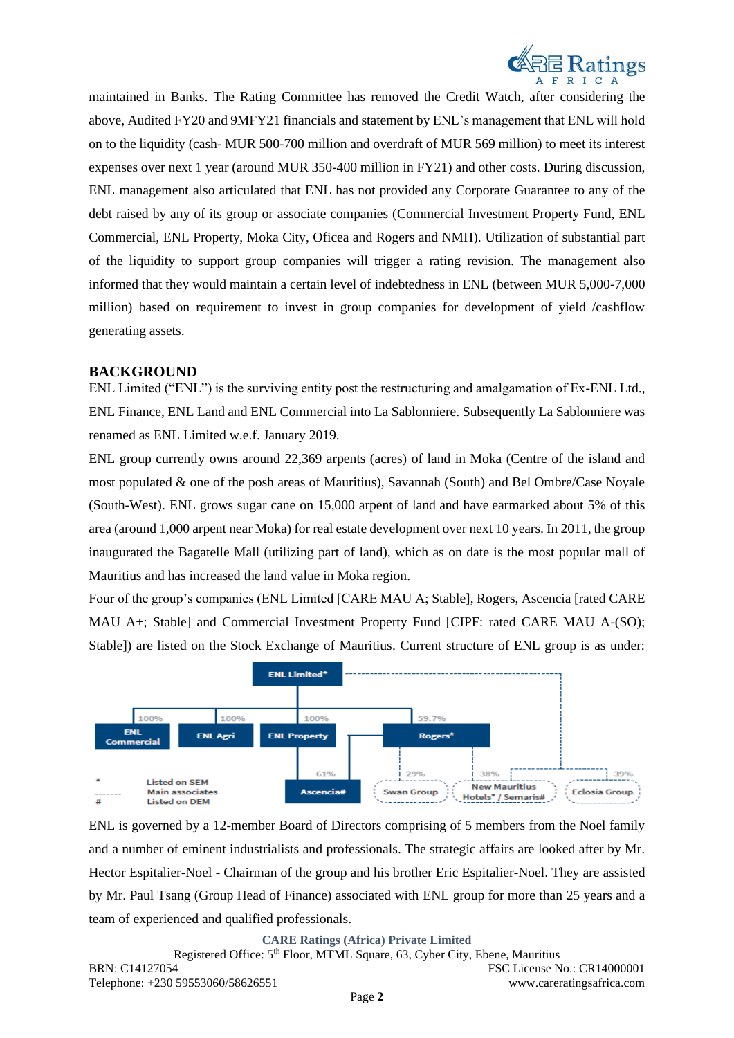maintained in Banks. The Rating Committee has removed the Credit Watch, after considering the above, Audited FY20 and 9MFY21 financials and statement by ENL's management that ENL will hold on to the liquidity (cash- MUR 500-700 million and overdraft of MUR 569 million) to meet its interest expenses over next 1 year (around MUR 350-400 million in FY21) and other costs. During discussion, ENL management also articulated that ENL has not provided any Corporate Guarantee to any of the debt raised by any of its group or associate companies (Commercial Investment Property Fund, ENL Commercial, ENL Property, Moka City, Oficea and Rogers and NMH). Utilization of substantial part of the liquidity to support group companies will trigger a rating revision. The management also informed that they would maintain a certain level of indebtedness in ENL (between MUR 5,000-7,000 million) based on requirement to invest in group companies for development of yield /cashflow generating assets.

## BACKGROUND

ENL Limited ("ENL") is the surviving entity post the restructuring and amalgamation of Ex-ENL Ltd., ENL Finance, ENL Land and ENL Commercial into La Sablonniere. Subsequently La Sablonniere was renamed as ENL Limited w.e.f. January 2019.

ENL group currently owns around 22,369 arpents (acres) of land in Moka (Centre of the island and most populated & one of the posh areas of Mauritius), Savannah (South) and Bel Ombre/Case Noyale (South-West). ENL grows sugar cane on 15,000 arpent of land and have earmarked about 5% of this area (around 1,000 arpent near Moka) for real estate development over next 10 years. In 2011, the group inaugurated the Bagatelle Mall (utilizing part of land), which as on date is the most popular mall of Mauritius and has increased the land value in Moka region.

Four of the group's companies (ENL Limited [CARE MAU A; Stable], Rogers, Ascencia [rated CARE MAU A+; Stable] and Commercial Investment Property Fund [CIPF: rated CARE MAU A-(SO); Stable]) are listed on the Stock Exchange of Mauritius. Current structure of ENL group is as under:

ENL Limited*
- ENL Commercial (100%)
- ENL Agri (100%)
- ENL Property (100%)
  - Ascencia# (61%)
- Rogers* (59.7%)
  - Swan Group (29%)
  - New Mauritius Hotels* / Semaris# (38%)
  - Eclosia Group (39%)

\* Listed on SEM
-------- Main associates
\# Listed on DEM

ENL is governed by a 12-member Board of Directors comprising of 5 members from the Noel family and a number of eminent industrialists and professionals. The strategic affairs are looked after by Mr. Hector Espitalier-Noel - Chairman of the group and his brother Eric Espitalier-Noel. They are assisted by Mr. Paul Tsang (Group Head of Finance) associated with ENL group for more than 25 years and a team of experienced and qualified professionals.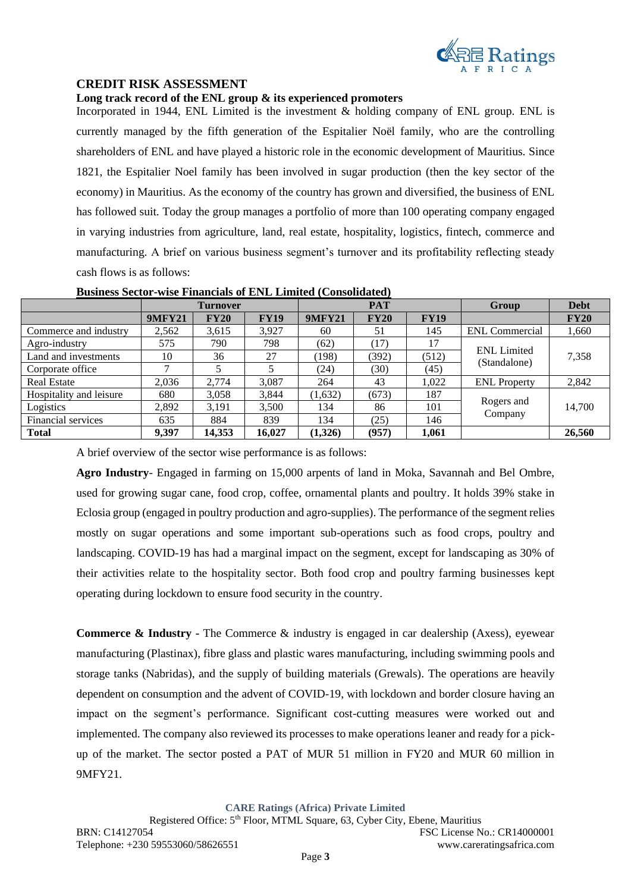## CREDIT RISK ASSESSMENT

**Long track record of the ENL group & its experienced promoters**

Incorporated in 1944, ENL Limited is the investment & holding company of ENL group. ENL is currently managed by the fifth generation of the Espitalier Noël family, who are the controlling shareholders of ENL and have played a historic role in the economic development of Mauritius. Since 1821, the Espitalier Noel family has been involved in sugar production (then the key sector of the economy) in Mauritius. As the economy of the country has grown and diversified, the business of ENL has followed suit. Today the group manages a portfolio of more than 100 operating company engaged in varying industries from agriculture, land, real estate, hospitality, logistics, fintech, commerce and manufacturing. A brief on various business segment's turnover and its profitability reflecting steady cash flows is as follows:

**Business Sector-wise Financials of ENL Limited (Consolidated)**

| | Turnover | | | PAT | | | Group | Debt |
|---|---|---|---|---|---|---|---|---|
| | **9MFY21** | **FY20** | **FY19** | **9MFY21** | **FY20** | **FY19** | | **FY20** |
| Commerce and industry | 2,562 | 3,615 | 3,927 | 60 | 51 | 145 | ENL Commercial | 1,660 |
| Agro-industry | 575 | 790 | 798 | (62) | (17) | 17 | ENL Limited (Standalone) | 7,358 |
| Land and investments | 10 | 36 | 27 | (198) | (392) | (512) | | |
| Corporate office | 7 | 5 | 5 | (24) | (30) | (45) | | |
| Real Estate | 2,036 | 2,774 | 3,087 | 264 | 43 | 1,022 | ENL Property | 2,842 |
| Hospitality and leisure | 680 | 3,058 | 3,844 | (1,632) | (673) | 187 | Rogers and Company | 14,700 |
| Logistics | 2,892 | 3,191 | 3,500 | 134 | 86 | 101 | | |
| Financial services | 635 | 884 | 839 | 134 | (25) | 146 | | |
| **Total** | **9,397** | **14,353** | **16,027** | **(1,326)** | **(957)** | **1,061** | | **26,560** |

A brief overview of the sector wise performance is as follows:

**Agro Industry**- Engaged in farming on 15,000 arpents of land in Moka, Savannah and Bel Ombre, used for growing sugar cane, food crop, coffee, ornamental plants and poultry. It holds 39% stake in Eclosia group (engaged in poultry production and agro-supplies). The performance of the segment relies mostly on sugar operations and some important sub-operations such as food crops, poultry and landscaping. COVID-19 has had a marginal impact on the segment, except for landscaping as 30% of their activities relate to the hospitality sector. Both food crop and poultry farming businesses kept operating during lockdown to ensure food security in the country.

**Commerce & Industry -** The Commerce & industry is engaged in car dealership (Axess), eyewear manufacturing (Plastinax), fibre glass and plastic wares manufacturing, including swimming pools and storage tanks (Nabridas), and the supply of building materials (Grewals). The operations are heavily dependent on consumption and the advent of COVID-19, with lockdown and border closure having an impact on the segment's performance. Significant cost-cutting measures were worked out and implemented. The company also reviewed its processes to make operations leaner and ready for a pick-up of the market. The sector posted a PAT of MUR 51 million in FY20 and MUR 60 million in 9MFY21.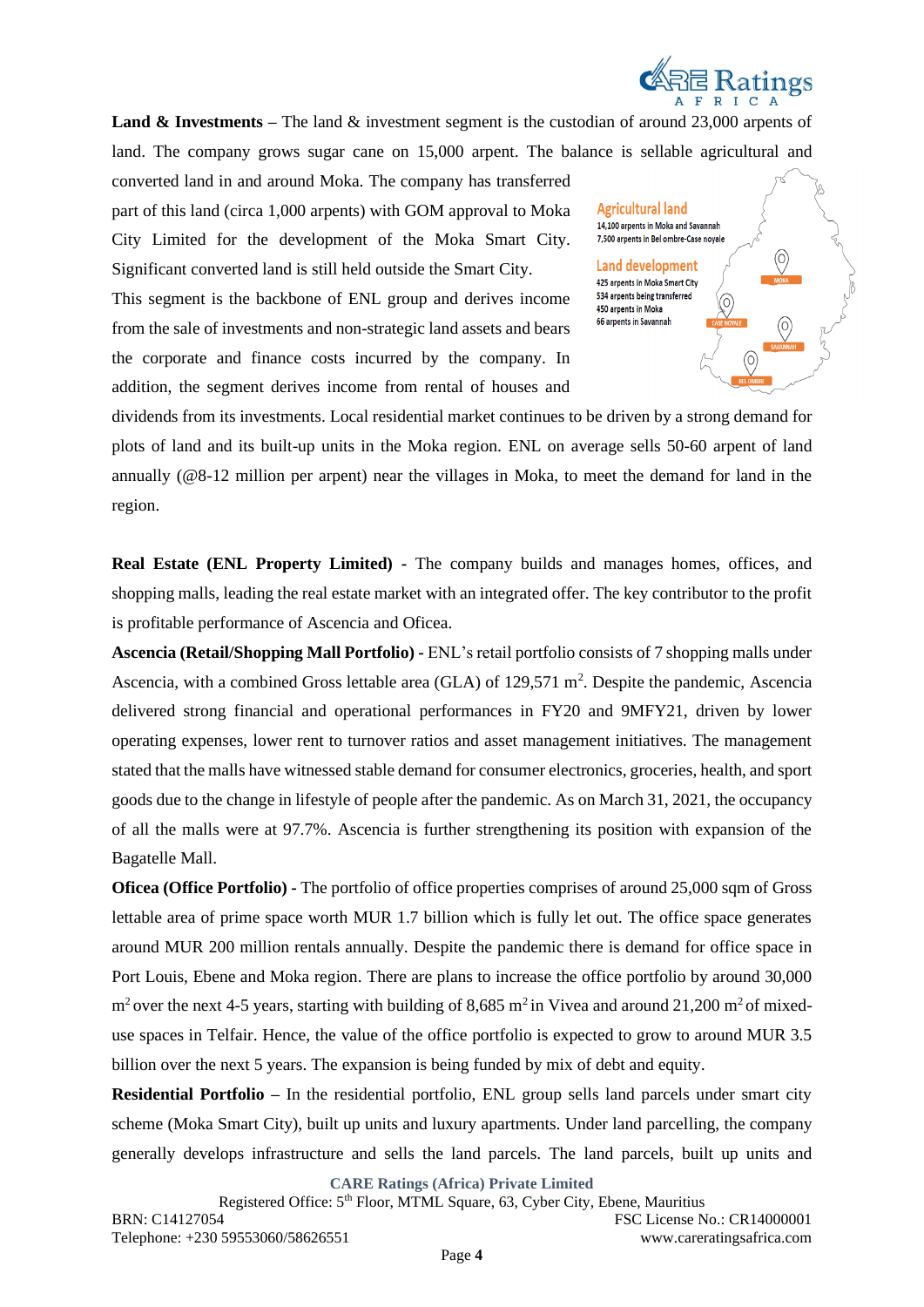**Land & Investments** – The land & investment segment is the custodian of around 23,000 arpents of land. The company grows sugar cane on 15,000 arpent. The balance is sellable agricultural and converted land in and around Moka. The company has transferred part of this land (circa 1,000 arpents) with GOM approval to Moka City Limited for the development of the Moka Smart City. Significant converted land is still held outside the Smart City.

Agricultural land
14,100 arpents in Moka and Savannah
7,500 arpents in Bel ombre-Case noyale

Land development
425 arpents in Moka Smart City
534 arpents being transferred
450 arpents in Moka
66 arpents in Savannah

MOKA
CASE NOYALE
SAVANNAH
BEL OMBRE

This segment is the backbone of ENL group and derives income from the sale of investments and non-strategic land assets and bears the corporate and finance costs incurred by the company. In addition, the segment derives income from rental of houses and dividends from its investments. Local residential market continues to be driven by a strong demand for plots of land and its built-up units in the Moka region. ENL on average sells 50-60 arpent of land annually (@8-12 million per arpent) near the villages in Moka, to meet the demand for land in the region.

**Real Estate (ENL Property Limited)** - The company builds and manages homes, offices, and shopping malls, leading the real estate market with an integrated offer. The key contributor to the profit is profitable performance of Ascencia and Oficea.

**Ascencia (Retail/Shopping Mall Portfolio) -** ENL's retail portfolio consists of 7 shopping malls under Ascencia, with a combined Gross lettable area (GLA) of 129,571 m$^2$. Despite the pandemic, Ascencia delivered strong financial and operational performances in FY20 and 9MFY21, driven by lower operating expenses, lower rent to turnover ratios and asset management initiatives. The management stated that the malls have witnessed stable demand for consumer electronics, groceries, health, and sport goods due to the change in lifestyle of people after the pandemic. As on March 31, 2021, the occupancy of all the malls were at 97.7%. Ascencia is further strengthening its position with expansion of the Bagatelle Mall.

**Oficea (Office Portfolio) -** The portfolio of office properties comprises of around 25,000 sqm of Gross lettable area of prime space worth MUR 1.7 billion which is fully let out. The office space generates around MUR 200 million rentals annually. Despite the pandemic there is demand for office space in Port Louis, Ebene and Moka region. There are plans to increase the office portfolio by around 30,000 m$^2$ over the next 4-5 years, starting with building of 8,685 m$^2$ in Vivea and around 21,200 m$^2$ of mixed-use spaces in Telfair. Hence, the value of the office portfolio is expected to grow to around MUR 3.5 billion over the next 5 years. The expansion is being funded by mix of debt and equity.

**Residential Portfolio** – In the residential portfolio, ENL group sells land parcels under smart city scheme (Moka Smart City), built up units and luxury apartments. Under land parcelling, the company generally develops infrastructure and sells the land parcels. The land parcels, built up units and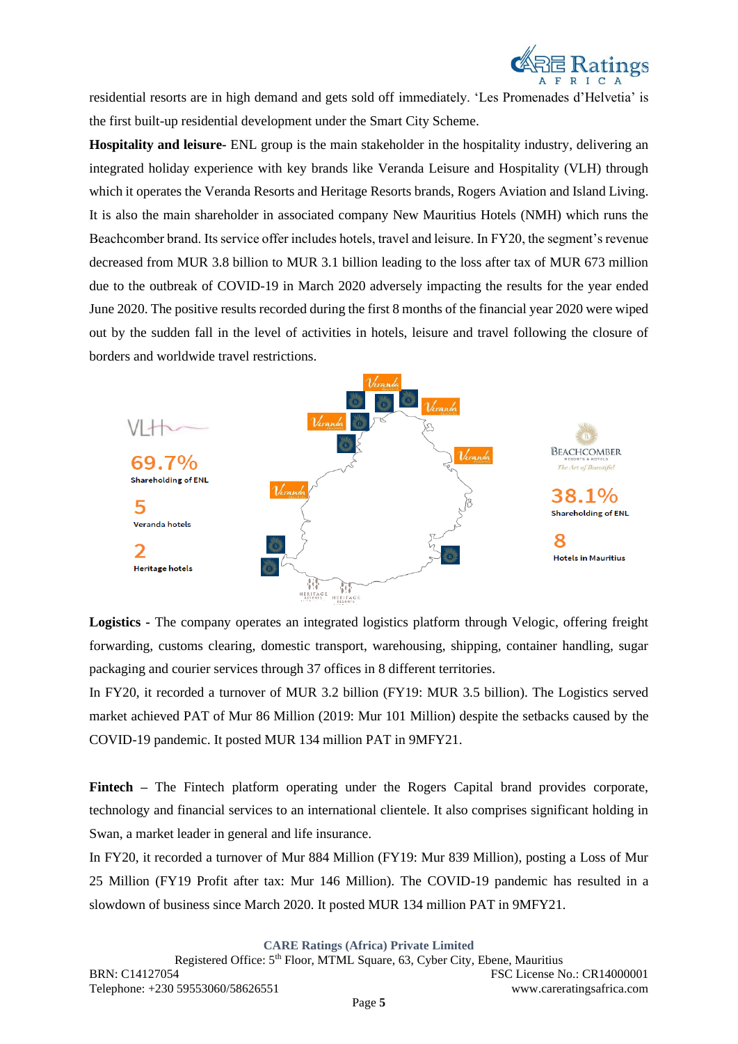residential resorts are in high demand and gets sold off immediately. 'Les Promenades d'Helvetia' is the first built-up residential development under the Smart City Scheme.

**Hospitality and leisure-** ENL group is the main stakeholder in the hospitality industry, delivering an integrated holiday experience with key brands like Veranda Leisure and Hospitality (VLH) through which it operates the Veranda Resorts and Heritage Resorts brands, Rogers Aviation and Island Living. It is also the main shareholder in associated company New Mauritius Hotels (NMH) which runs the Beachcomber brand. Its service offer includes hotels, travel and leisure. In FY20, the segment's revenue decreased from MUR 3.8 billion to MUR 3.1 billion leading to the loss after tax of MUR 673 million due to the outbreak of COVID-19 in March 2020 adversely impacting the results for the year ended June 2020. The positive results recorded during the first 8 months of the financial year 2020 were wiped out by the sudden fall in the level of activities in hotels, leisure and travel following the closure of borders and worldwide travel restrictions.

VLH

69.7%
Shareholding of ENL

5
Veranda hotels

2
Heritage hotels

BEACHCOMBER

38.1%
Shareholding of ENL

8
Hotels in Mauritius

**Logistics** - The company operates an integrated logistics platform through Velogic, offering freight forwarding, customs clearing, domestic transport, warehousing, shipping, container handling, sugar packaging and courier services through 37 offices in 8 different territories.

In FY20, it recorded a turnover of MUR 3.2 billion (FY19: MUR 3.5 billion). The Logistics served market achieved PAT of Mur 86 Million (2019: Mur 101 Million) despite the setbacks caused by the COVID-19 pandemic. It posted MUR 134 million PAT in 9MFY21.

**Fintech** – The Fintech platform operating under the Rogers Capital brand provides corporate, technology and financial services to an international clientele. It also comprises significant holding in Swan, a market leader in general and life insurance.

In FY20, it recorded a turnover of Mur 884 Million (FY19: Mur 839 Million), posting a Loss of Mur 25 Million (FY19 Profit after tax: Mur 146 Million). The COVID-19 pandemic has resulted in a slowdown of business since March 2020. It posted MUR 134 million PAT in 9MFY21.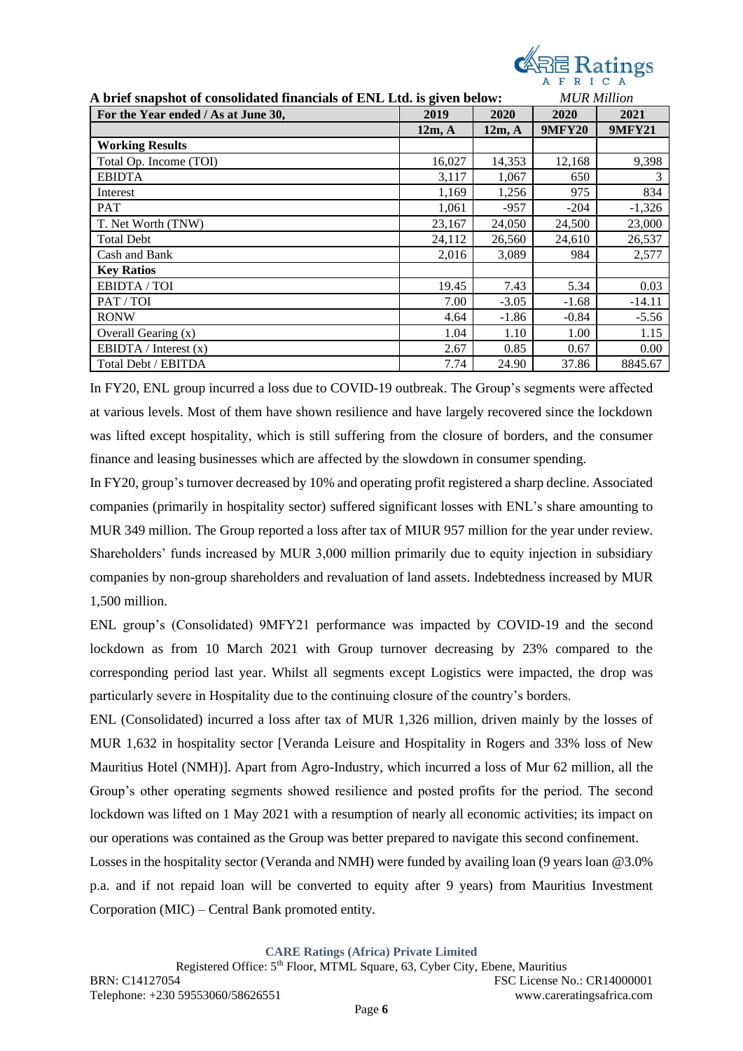A brief snapshot of consolidated financials of ENL Ltd. is given below: *MUR Million*

| For the Year ended / As at June 30, | 2019 | 2020 | 2020 | 2021 |
|---|---|---|---|---|
| | 12m, A | 12m, A | 9MFY20 | 9MFY21 |
| **Working Results** | | | | |
| Total Op. Income (TOI) | 16,027 | 14,353 | 12,168 | 9,398 |
| EBIDTA | 3,117 | 1,067 | 650 | 3 |
| Interest | 1,169 | 1,256 | 975 | 834 |
| PAT | 1,061 | -957 | -204 | -1,326 |
| T. Net Worth (TNW) | 23,167 | 24,050 | 24,500 | 23,000 |
| Total Debt | 24,112 | 26,560 | 24,610 | 26,537 |
| Cash and Bank | 2,016 | 3,089 | 984 | 2,577 |
| **Key Ratios** | | | | |
| EBIDTA / TOI | 19.45 | 7.43 | 5.34 | 0.03 |
| PAT / TOI | 7.00 | -3.05 | -1.68 | -14.11 |
| RONW | 4.64 | -1.86 | -0.84 | -5.56 |
| Overall Gearing (x) | 1.04 | 1.10 | 1.00 | 1.15 |
| EBIDTA / Interest (x) | 2.67 | 0.85 | 0.67 | 0.00 |
| Total Debt / EBITDA | 7.74 | 24.90 | 37.86 | 8845.67 |

In FY20, ENL group incurred a loss due to COVID-19 outbreak. The Group's segments were affected at various levels. Most of them have shown resilience and have largely recovered since the lockdown was lifted except hospitality, which is still suffering from the closure of borders, and the consumer finance and leasing businesses which are affected by the slowdown in consumer spending.

In FY20, group's turnover decreased by 10% and operating profit registered a sharp decline. Associated companies (primarily in hospitality sector) suffered significant losses with ENL's share amounting to MUR 349 million. The Group reported a loss after tax of MIUR 957 million for the year under review. Shareholders' funds increased by MUR 3,000 million primarily due to equity injection in subsidiary companies by non-group shareholders and revaluation of land assets. Indebtedness increased by MUR 1,500 million.

ENL group's (Consolidated) 9MFY21 performance was impacted by COVID-19 and the second lockdown as from 10 March 2021 with Group turnover decreasing by 23% compared to the corresponding period last year. Whilst all segments except Logistics were impacted, the drop was particularly severe in Hospitality due to the continuing closure of the country's borders.

ENL (Consolidated) incurred a loss after tax of MUR 1,326 million, driven mainly by the losses of MUR 1,632 in hospitality sector [Veranda Leisure and Hospitality in Rogers and 33% loss of New Mauritius Hotel (NMH)]. Apart from Agro-Industry, which incurred a loss of Mur 62 million, all the Group's other operating segments showed resilience and posted profits for the period. The second lockdown was lifted on 1 May 2021 with a resumption of nearly all economic activities; its impact on our operations was contained as the Group was better prepared to navigate this second confinement.

Losses in the hospitality sector (Veranda and NMH) were funded by availing loan (9 years loan @3.0% p.a. and if not repaid loan will be converted to equity after 9 years) from Mauritius Investment Corporation (MIC) – Central Bank promoted entity.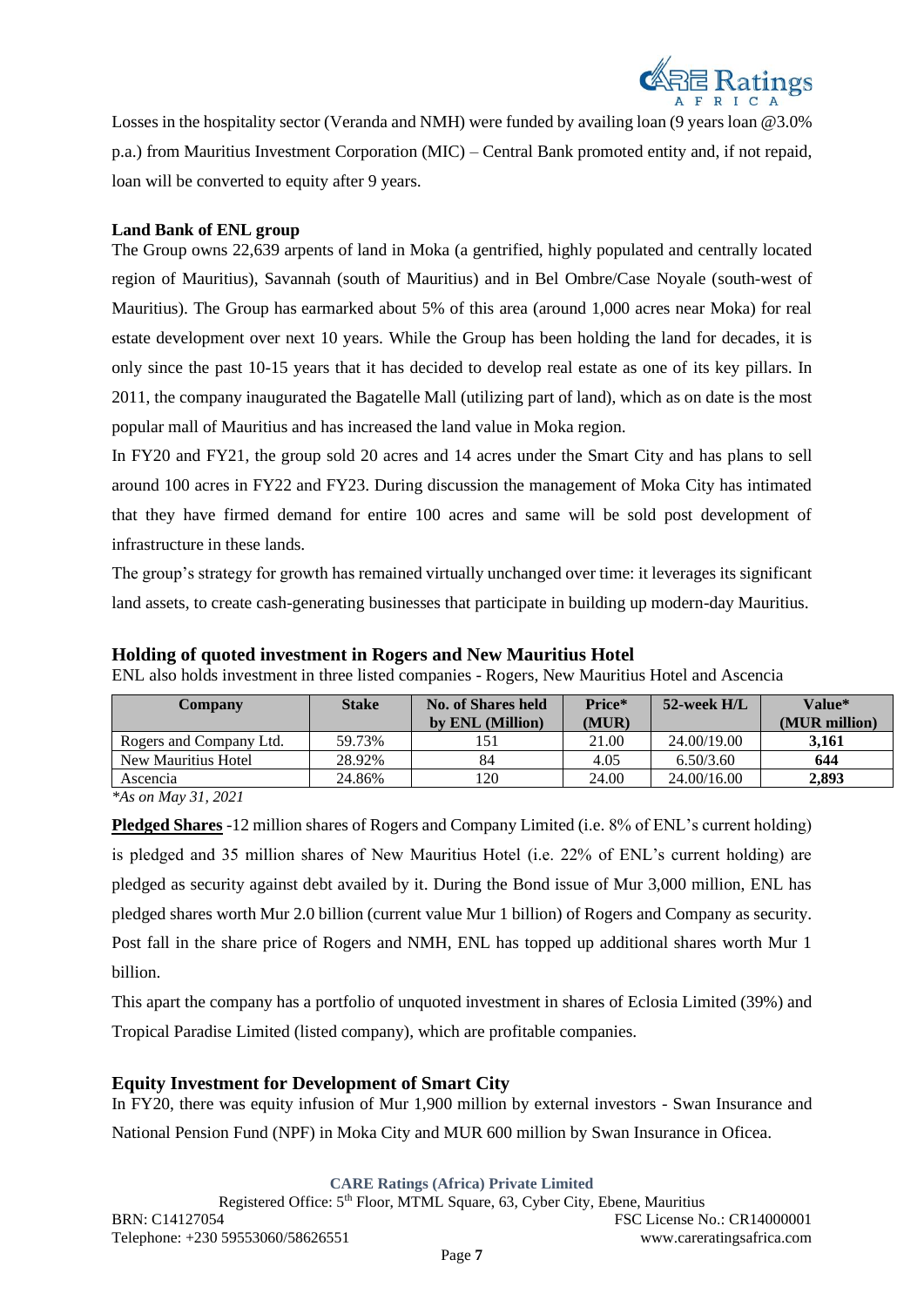Losses in the hospitality sector (Veranda and NMH) were funded by availing loan (9 years loan @3.0% p.a.) from Mauritius Investment Corporation (MIC) – Central Bank promoted entity and, if not repaid, loan will be converted to equity after 9 years.

**Land Bank of ENL group**

The Group owns 22,639 arpents of land in Moka (a gentrified, highly populated and centrally located region of Mauritius), Savannah (south of Mauritius) and in Bel Ombre/Case Noyale (south-west of Mauritius). The Group has earmarked about 5% of this area (around 1,000 acres near Moka) for real estate development over next 10 years. While the Group has been holding the land for decades, it is only since the past 10-15 years that it has decided to develop real estate as one of its key pillars. In 2011, the company inaugurated the Bagatelle Mall (utilizing part of land), which as on date is the most popular mall of Mauritius and has increased the land value in Moka region.

In FY20 and FY21, the group sold 20 acres and 14 acres under the Smart City and has plans to sell around 100 acres in FY22 and FY23. During discussion the management of Moka City has intimated that they have firmed demand for entire 100 acres and same will be sold post development of infrastructure in these lands.

The group's strategy for growth has remained virtually unchanged over time: it leverages its significant land assets, to create cash-generating businesses that participate in building up modern-day Mauritius.

## Holding of quoted investment in Rogers and New Mauritius Hotel

ENL also holds investment in three listed companies - Rogers, New Mauritius Hotel and Ascencia

| Company | Stake | No. of Shares held by ENL (Million) | Price* (MUR) | 52-week H/L | Value* (MUR million) |
|---|---|---|---|---|---|
| Rogers and Company Ltd. | 59.73% | 151 | 21.00 | 24.00/19.00 | **3,161** |
| New Mauritius Hotel | 28.92% | 84 | 4.05 | 6.50/3.60 | **644** |
| Ascencia | 24.86% | 120 | 24.00 | 24.00/16.00 | **2,893** |

*\*As on May 31, 2021*

**Pledged Shares** -12 million shares of Rogers and Company Limited (i.e. 8% of ENL's current holding) is pledged and 35 million shares of New Mauritius Hotel (i.e. 22% of ENL's current holding) are pledged as security against debt availed by it. During the Bond issue of Mur 3,000 million, ENL has pledged shares worth Mur 2.0 billion (current value Mur 1 billion) of Rogers and Company as security. Post fall in the share price of Rogers and NMH, ENL has topped up additional shares worth Mur 1 billion.

This apart the company has a portfolio of unquoted investment in shares of Eclosia Limited (39%) and Tropical Paradise Limited (listed company), which are profitable companies.

## Equity Investment for Development of Smart City

In FY20, there was equity infusion of Mur 1,900 million by external investors - Swan Insurance and National Pension Fund (NPF) in Moka City and MUR 600 million by Swan Insurance in Oficea.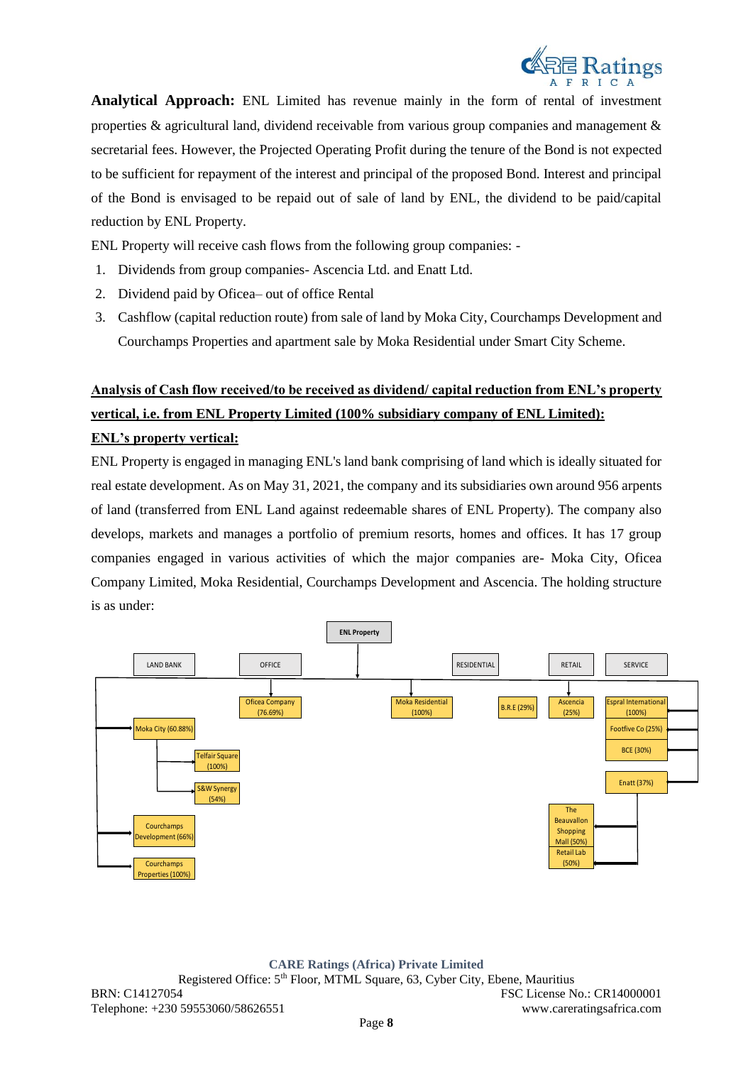**Analytical Approach:** ENL Limited has revenue mainly in the form of rental of investment properties & agricultural land, dividend receivable from various group companies and management & secretarial fees. However, the Projected Operating Profit during the tenure of the Bond is not expected to be sufficient for repayment of the interest and principal of the proposed Bond. Interest and principal of the Bond is envisaged to be repaid out of sale of land by ENL, the dividend to be paid/capital reduction by ENL Property.

ENL Property will receive cash flows from the following group companies: -

1. Dividends from group companies- Ascencia Ltd. and Enatt Ltd.
2. Dividend paid by Oficea– out of office Rental
3. Cashflow (capital reduction route) from sale of land by Moka City, Courchamps Development and Courchamps Properties and apartment sale by Moka Residential under Smart City Scheme.

**Analysis of Cash flow received/to be received as dividend/ capital reduction from ENL's property vertical, i.e. from ENL Property Limited (100% subsidiary company of ENL Limited):**

**ENL's property vertical:**

ENL Property is engaged in managing ENL's land bank comprising of land which is ideally situated for real estate development. As on May 31, 2021, the company and its subsidiaries own around 956 arpents of land (transferred from ENL Land against redeemable shares of ENL Property). The company also develops, markets and manages a portfolio of premium resorts, homes and offices. It has 17 group companies engaged in various activities of which the major companies are- Moka City, Oficea Company Limited, Moka Residential, Courchamps Development and Ascencia. The holding structure is as under:

ENL Property

- LAND BANK
  - Moka City (60.88%)
    - Telfair Square (100%)
    - S&W Synergy (54%)
  - Courchamps Development (66%)
  - Courchamps Properties (100%)
- OFFICE
  - Oficea Company (76.69%)
- RESIDENTIAL
  - Moka Residential (100%)
- RETAIL
  - B.R.E (29%)
  - Ascencia (25%)
- SERVICE
  - Espral International (100%)
  - Footfive Co (25%)
  - BCE (30%)
  - Enatt (37%)
    - The Beauvallon Shopping Mall (50%)
    - Retail Lab (50%)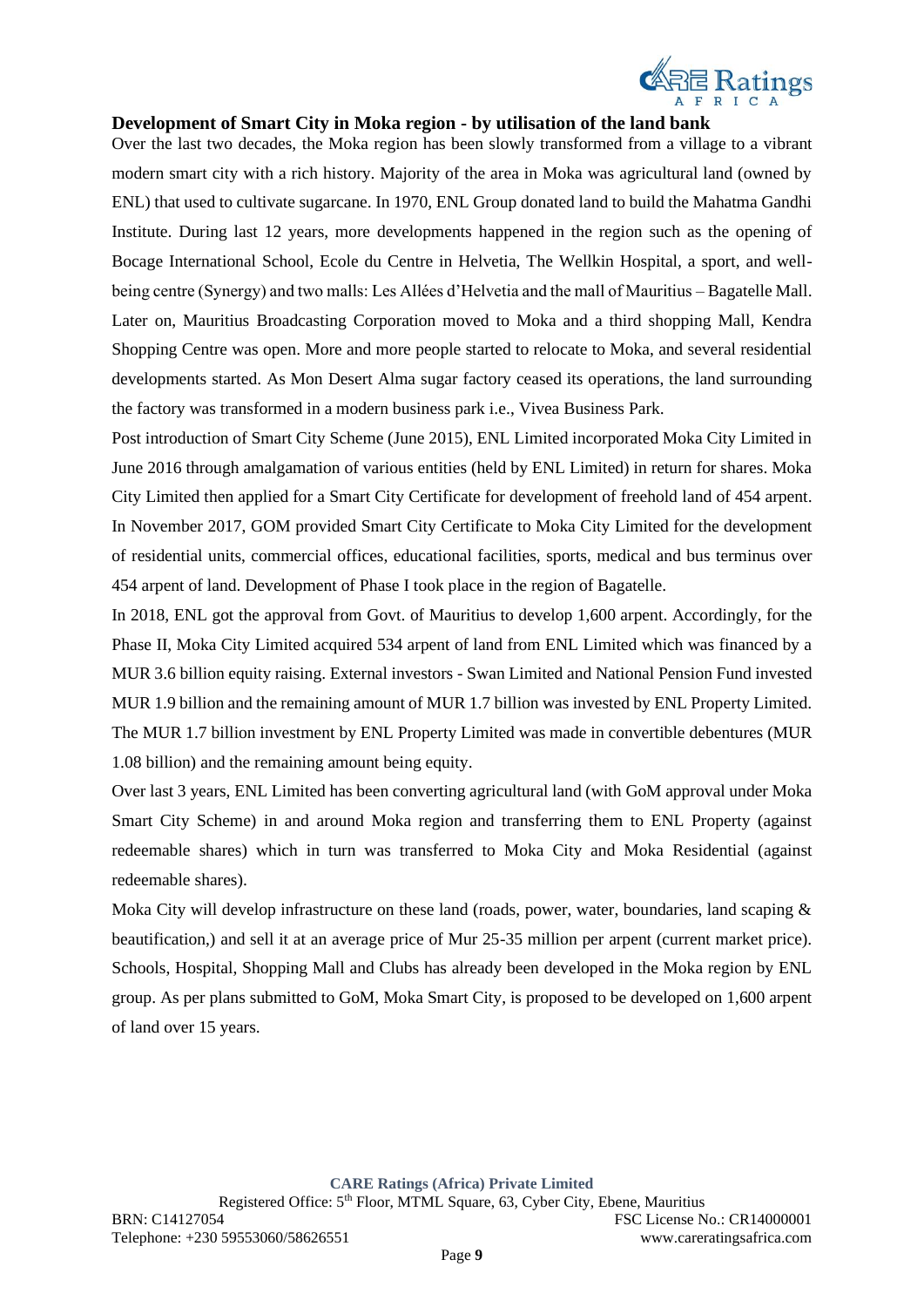## Development of Smart City in Moka region - by utilisation of the land bank

Over the last two decades, the Moka region has been slowly transformed from a village to a vibrant modern smart city with a rich history. Majority of the area in Moka was agricultural land (owned by ENL) that used to cultivate sugarcane. In 1970, ENL Group donated land to build the Mahatma Gandhi Institute. During last 12 years, more developments happened in the region such as the opening of Bocage International School, Ecole du Centre in Helvetia, The Wellkin Hospital, a sport, and well-being centre (Synergy) and two malls: Les Allées d'Helvetia and the mall of Mauritius – Bagatelle Mall. Later on, Mauritius Broadcasting Corporation moved to Moka and a third shopping Mall, Kendra Shopping Centre was open. More and more people started to relocate to Moka, and several residential developments started. As Mon Desert Alma sugar factory ceased its operations, the land surrounding the factory was transformed in a modern business park i.e., Vivea Business Park.

Post introduction of Smart City Scheme (June 2015), ENL Limited incorporated Moka City Limited in June 2016 through amalgamation of various entities (held by ENL Limited) in return for shares. Moka City Limited then applied for a Smart City Certificate for development of freehold land of 454 arpent. In November 2017, GOM provided Smart City Certificate to Moka City Limited for the development of residential units, commercial offices, educational facilities, sports, medical and bus terminus over 454 arpent of land. Development of Phase I took place in the region of Bagatelle.

In 2018, ENL got the approval from Govt. of Mauritius to develop 1,600 arpent. Accordingly, for the Phase II, Moka City Limited acquired 534 arpent of land from ENL Limited which was financed by a MUR 3.6 billion equity raising. External investors - Swan Limited and National Pension Fund invested MUR 1.9 billion and the remaining amount of MUR 1.7 billion was invested by ENL Property Limited. The MUR 1.7 billion investment by ENL Property Limited was made in convertible debentures (MUR 1.08 billion) and the remaining amount being equity.

Over last 3 years, ENL Limited has been converting agricultural land (with GoM approval under Moka Smart City Scheme) in and around Moka region and transferring them to ENL Property (against redeemable shares) which in turn was transferred to Moka City and Moka Residential (against redeemable shares).

Moka City will develop infrastructure on these land (roads, power, water, boundaries, land scaping & beautification,) and sell it at an average price of Mur 25-35 million per arpent (current market price). Schools, Hospital, Shopping Mall and Clubs has already been developed in the Moka region by ENL group. As per plans submitted to GoM, Moka Smart City, is proposed to be developed on 1,600 arpent of land over 15 years.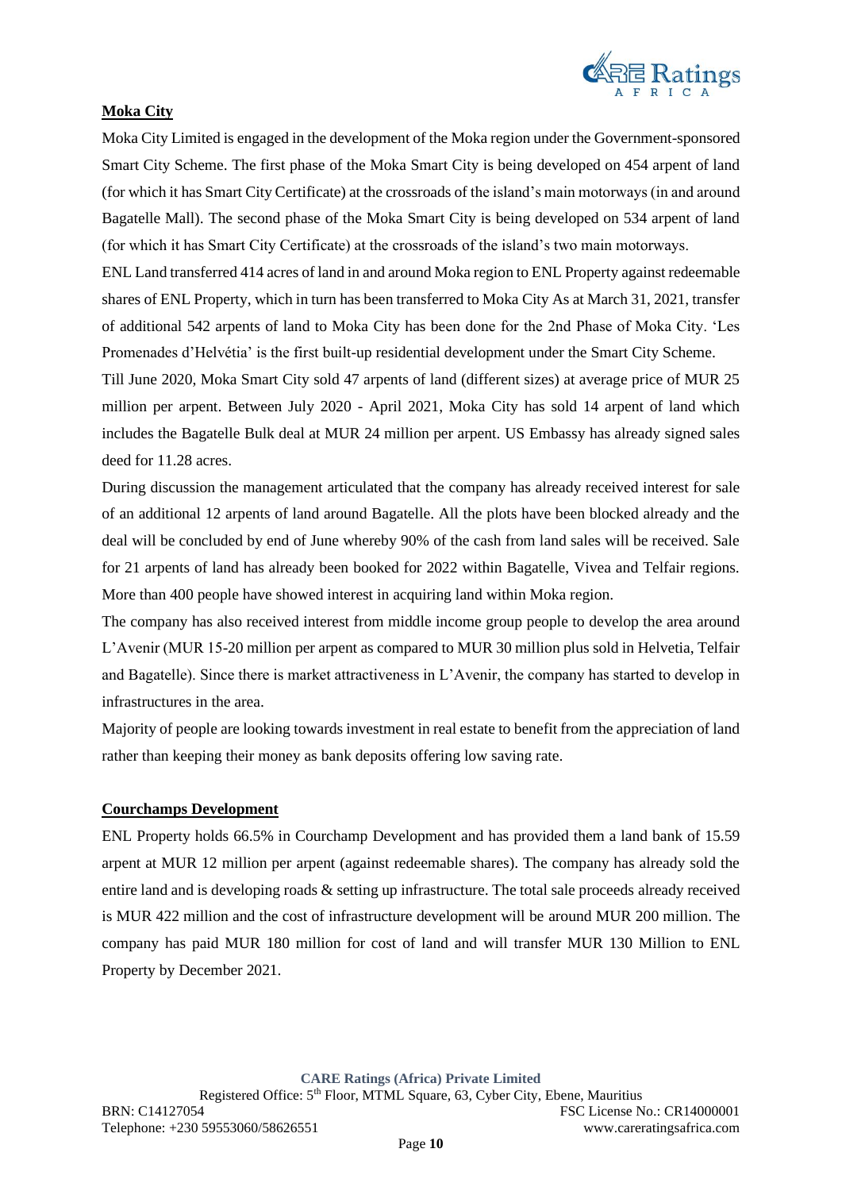**Moka City**

Moka City Limited is engaged in the development of the Moka region under the Government-sponsored Smart City Scheme. The first phase of the Moka Smart City is being developed on 454 arpent of land (for which it has Smart City Certificate) at the crossroads of the island's main motorways (in and around Bagatelle Mall). The second phase of the Moka Smart City is being developed on 534 arpent of land (for which it has Smart City Certificate) at the crossroads of the island's two main motorways.

ENL Land transferred 414 acres of land in and around Moka region to ENL Property against redeemable shares of ENL Property, which in turn has been transferred to Moka City As at March 31, 2021, transfer of additional 542 arpents of land to Moka City has been done for the 2nd Phase of Moka City. 'Les Promenades d'Helvétia' is the first built-up residential development under the Smart City Scheme.

Till June 2020, Moka Smart City sold 47 arpents of land (different sizes) at average price of MUR 25 million per arpent. Between July 2020 - April 2021, Moka City has sold 14 arpent of land which includes the Bagatelle Bulk deal at MUR 24 million per arpent. US Embassy has already signed sales deed for 11.28 acres.

During discussion the management articulated that the company has already received interest for sale of an additional 12 arpents of land around Bagatelle. All the plots have been blocked already and the deal will be concluded by end of June whereby 90% of the cash from land sales will be received. Sale for 21 arpents of land has already been booked for 2022 within Bagatelle, Vivea and Telfair regions. More than 400 people have showed interest in acquiring land within Moka region.

The company has also received interest from middle income group people to develop the area around L'Avenir (MUR 15-20 million per arpent as compared to MUR 30 million plus sold in Helvetia, Telfair and Bagatelle). Since there is market attractiveness in L'Avenir, the company has started to develop in infrastructures in the area.

Majority of people are looking towards investment in real estate to benefit from the appreciation of land rather than keeping their money as bank deposits offering low saving rate.

**Courchamps Development**

ENL Property holds 66.5% in Courchamp Development and has provided them a land bank of 15.59 arpent at MUR 12 million per arpent (against redeemable shares). The company has already sold the entire land and is developing roads & setting up infrastructure. The total sale proceeds already received is MUR 422 million and the cost of infrastructure development will be around MUR 200 million. The company has paid MUR 180 million for cost of land and will transfer MUR 130 Million to ENL Property by December 2021.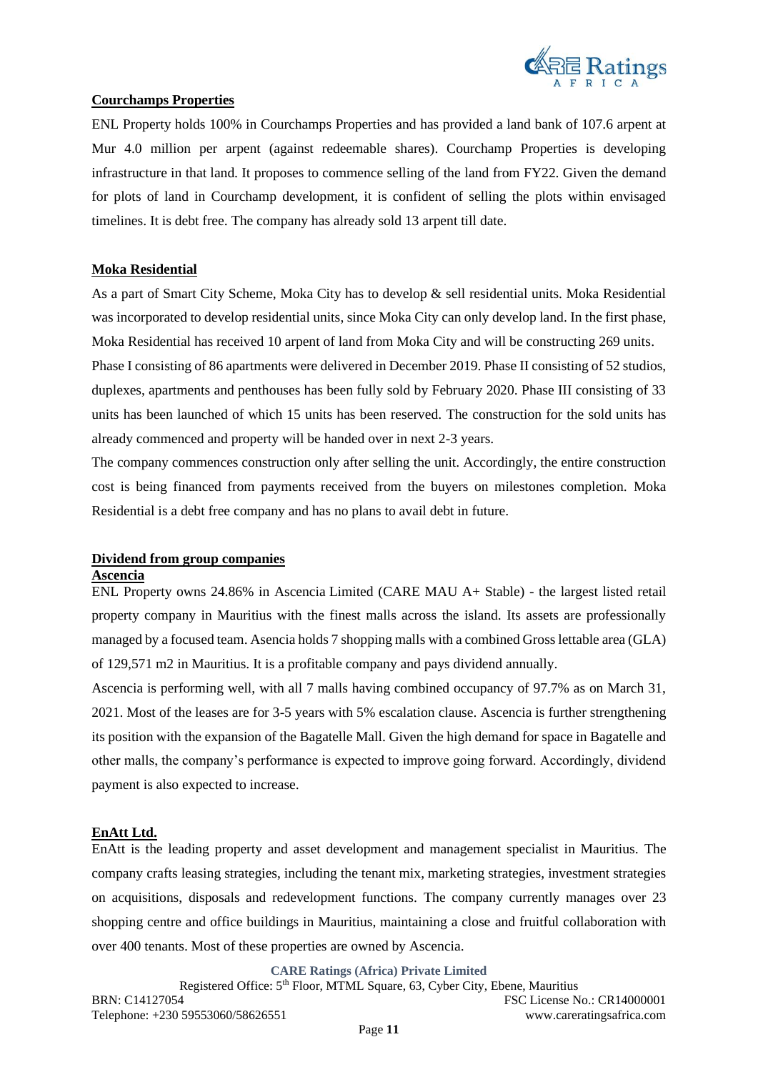## Courchamps Properties

ENL Property holds 100% in Courchamps Properties and has provided a land bank of 107.6 arpent at Mur 4.0 million per arpent (against redeemable shares). Courchamp Properties is developing infrastructure in that land. It proposes to commence selling of the land from FY22. Given the demand for plots of land in Courchamp development, it is confident of selling the plots within envisaged timelines. It is debt free. The company has already sold 13 arpent till date.

## Moka Residential

As a part of Smart City Scheme, Moka City has to develop & sell residential units. Moka Residential was incorporated to develop residential units, since Moka City can only develop land. In the first phase, Moka Residential has received 10 arpent of land from Moka City and will be constructing 269 units.
Phase I consisting of 86 apartments were delivered in December 2019. Phase II consisting of 52 studios, duplexes, apartments and penthouses has been fully sold by February 2020. Phase III consisting of 33 units has been launched of which 15 units has been reserved. The construction for the sold units has already commenced and property will be handed over in next 2-3 years.
The company commences construction only after selling the unit. Accordingly, the entire construction cost is being financed from payments received from the buyers on milestones completion. Moka Residential is a debt free company and has no plans to avail debt in future.

## Dividend from group companies

### Ascencia

ENL Property owns 24.86% in Ascencia Limited (CARE MAU A+ Stable) - the largest listed retail property company in Mauritius with the finest malls across the island. Its assets are professionally managed by a focused team. Ascencia holds 7 shopping malls with a combined Gross lettable area (GLA) of 129,571 m2 in Mauritius. It is a profitable company and pays dividend annually.
Ascencia is performing well, with all 7 malls having combined occupancy of 97.7% as on March 31, 2021. Most of the leases are for 3-5 years with 5% escalation clause. Ascencia is further strengthening its position with the expansion of the Bagatelle Mall. Given the high demand for space in Bagatelle and other malls, the company's performance is expected to improve going forward. Accordingly, dividend payment is also expected to increase.

### EnAtt Ltd.

EnAtt is the leading property and asset development and management specialist in Mauritius. The company crafts leasing strategies, including the tenant mix, marketing strategies, investment strategies on acquisitions, disposals and redevelopment functions. The company currently manages over 23 shopping centre and office buildings in Mauritius, maintaining a close and fruitful collaboration with over 400 tenants. Most of these properties are owned by Ascencia.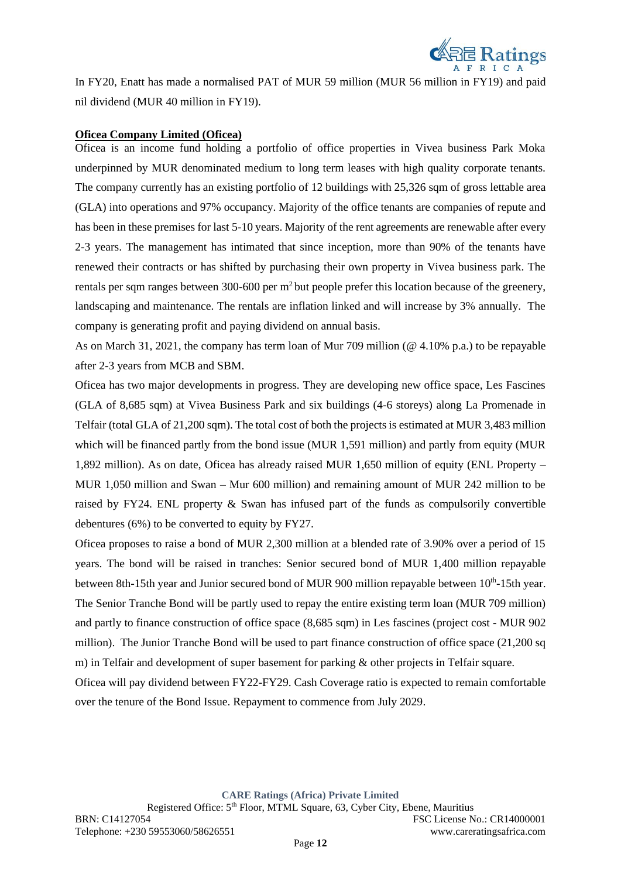In FY20, Enatt has made a normalised PAT of MUR 59 million (MUR 56 million in FY19) and paid nil dividend (MUR 40 million in FY19).

**Oficea Company Limited (Oficea)**

Oficea is an income fund holding a portfolio of office properties in Vivea business Park Moka underpinned by MUR denominated medium to long term leases with high quality corporate tenants. The company currently has an existing portfolio of 12 buildings with 25,326 sqm of gross lettable area (GLA) into operations and 97% occupancy. Majority of the office tenants are companies of repute and has been in these premises for last 5-10 years. Majority of the rent agreements are renewable after every 2-3 years. The management has intimated that since inception, more than 90% of the tenants have renewed their contracts or has shifted by purchasing their own property in Vivea business park. The rentals per sqm ranges between 300-600 per $m^2$ but people prefer this location because of the greenery, landscaping and maintenance. The rentals are inflation linked and will increase by 3% annually. The company is generating profit and paying dividend on annual basis.

As on March 31, 2021, the company has term loan of Mur 709 million (@ 4.10% p.a.) to be repayable after 2-3 years from MCB and SBM.

Oficea has two major developments in progress. They are developing new office space, Les Fascines (GLA of 8,685 sqm) at Vivea Business Park and six buildings (4-6 storeys) along La Promenade in Telfair (total GLA of 21,200 sqm). The total cost of both the projects is estimated at MUR 3,483 million which will be financed partly from the bond issue (MUR 1,591 million) and partly from equity (MUR 1,892 million). As on date, Oficea has already raised MUR 1,650 million of equity (ENL Property – MUR 1,050 million and Swan – Mur 600 million) and remaining amount of MUR 242 million to be raised by FY24. ENL property & Swan has infused part of the funds as compulsorily convertible debentures (6%) to be converted to equity by FY27.

Oficea proposes to raise a bond of MUR 2,300 million at a blended rate of 3.90% over a period of 15 years. The bond will be raised in tranches: Senior secured bond of MUR 1,400 million repayable between 8th-15th year and Junior secured bond of MUR 900 million repayable between 10th-15th year. The Senior Tranche Bond will be partly used to repay the entire existing term loan (MUR 709 million) and partly to finance construction of office space (8,685 sqm) in Les fascines (project cost - MUR 902 million). The Junior Tranche Bond will be used to part finance construction of office space (21,200 sq m) in Telfair and development of super basement for parking & other projects in Telfair square.

Oficea will pay dividend between FY22-FY29. Cash Coverage ratio is expected to remain comfortable over the tenure of the Bond Issue. Repayment to commence from July 2029.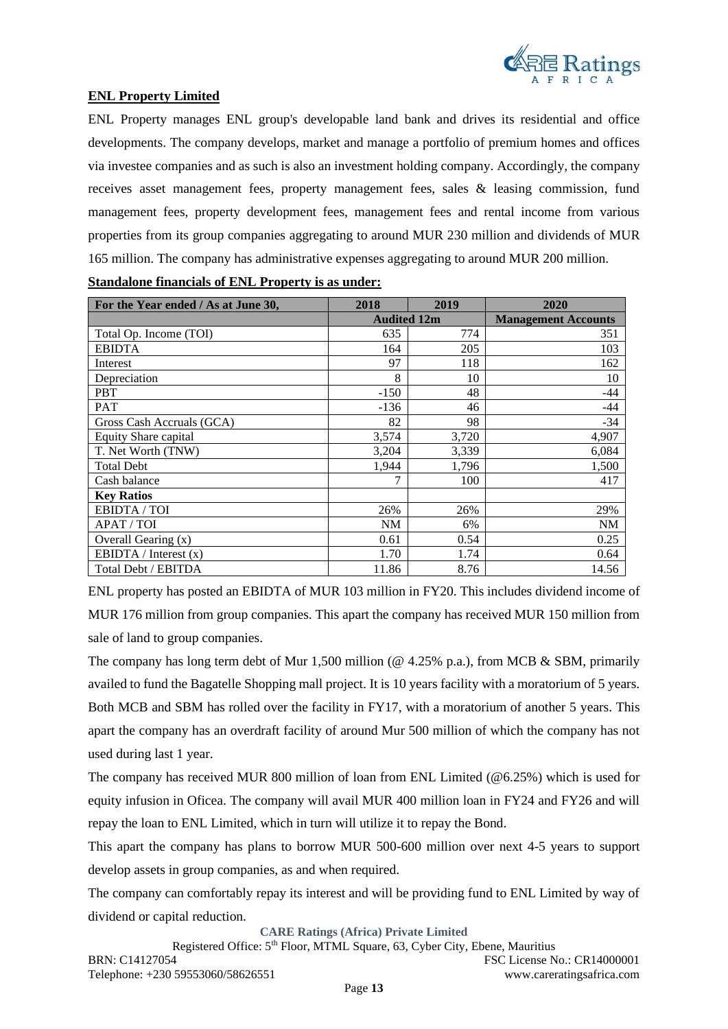**ENL Property Limited**

ENL Property manages ENL group's developable land bank and drives its residential and office developments. The company develops, market and manage a portfolio of premium homes and offices via investee companies and as such is also an investment holding company. Accordingly, the company receives asset management fees, property management fees, sales & leasing commission, fund management fees, property development fees, management fees and rental income from various properties from its group companies aggregating to around MUR 230 million and dividends of MUR 165 million. The company has administrative expenses aggregating to around MUR 200 million.

**Standalone financials of ENL Property is as under:**

| For the Year ended / As at June 30, | 2018 | 2019 | 2020 |
|---|---|---|---|
| | Audited 12m | | Management Accounts |
| Total Op. Income (TOI) | 635 | 774 | 351 |
| EBIDTA | 164 | 205 | 103 |
| Interest | 97 | 118 | 162 |
| Depreciation | 8 | 10 | 10 |
| PBT | -150 | 48 | -44 |
| PAT | -136 | 46 | -44 |
| Gross Cash Accruals (GCA) | 82 | 98 | -34 |
| Equity Share capital | 3,574 | 3,720 | 4,907 |
| T. Net Worth (TNW) | 3,204 | 3,339 | 6,084 |
| Total Debt | 1,944 | 1,796 | 1,500 |
| Cash balance | 7 | 100 | 417 |
| **Key Ratios** | | | |
| EBIDTA / TOI | 26% | 26% | 29% |
| APAT / TOI | NM | 6% | NM |
| Overall Gearing (x) | 0.61 | 0.54 | 0.25 |
| EBIDTA / Interest (x) | 1.70 | 1.74 | 0.64 |
| Total Debt / EBITDA | 11.86 | 8.76 | 14.56 |

ENL property has posted an EBIDTA of MUR 103 million in FY20. This includes dividend income of MUR 176 million from group companies. This apart the company has received MUR 150 million from sale of land to group companies.

The company has long term debt of Mur 1,500 million (@ 4.25% p.a.), from MCB & SBM, primarily availed to fund the Bagatelle Shopping mall project. It is 10 years facility with a moratorium of 5 years. Both MCB and SBM has rolled over the facility in FY17, with a moratorium of another 5 years. This apart the company has an overdraft facility of around Mur 500 million of which the company has not used during last 1 year.

The company has received MUR 800 million of loan from ENL Limited (@6.25%) which is used for equity infusion in Oficea. The company will avail MUR 400 million loan in FY24 and FY26 and will repay the loan to ENL Limited, which in turn will utilize it to repay the Bond.

This apart the company has plans to borrow MUR 500-600 million over next 4-5 years to support develop assets in group companies, as and when required.

The company can comfortably repay its interest and will be providing fund to ENL Limited by way of dividend or capital reduction.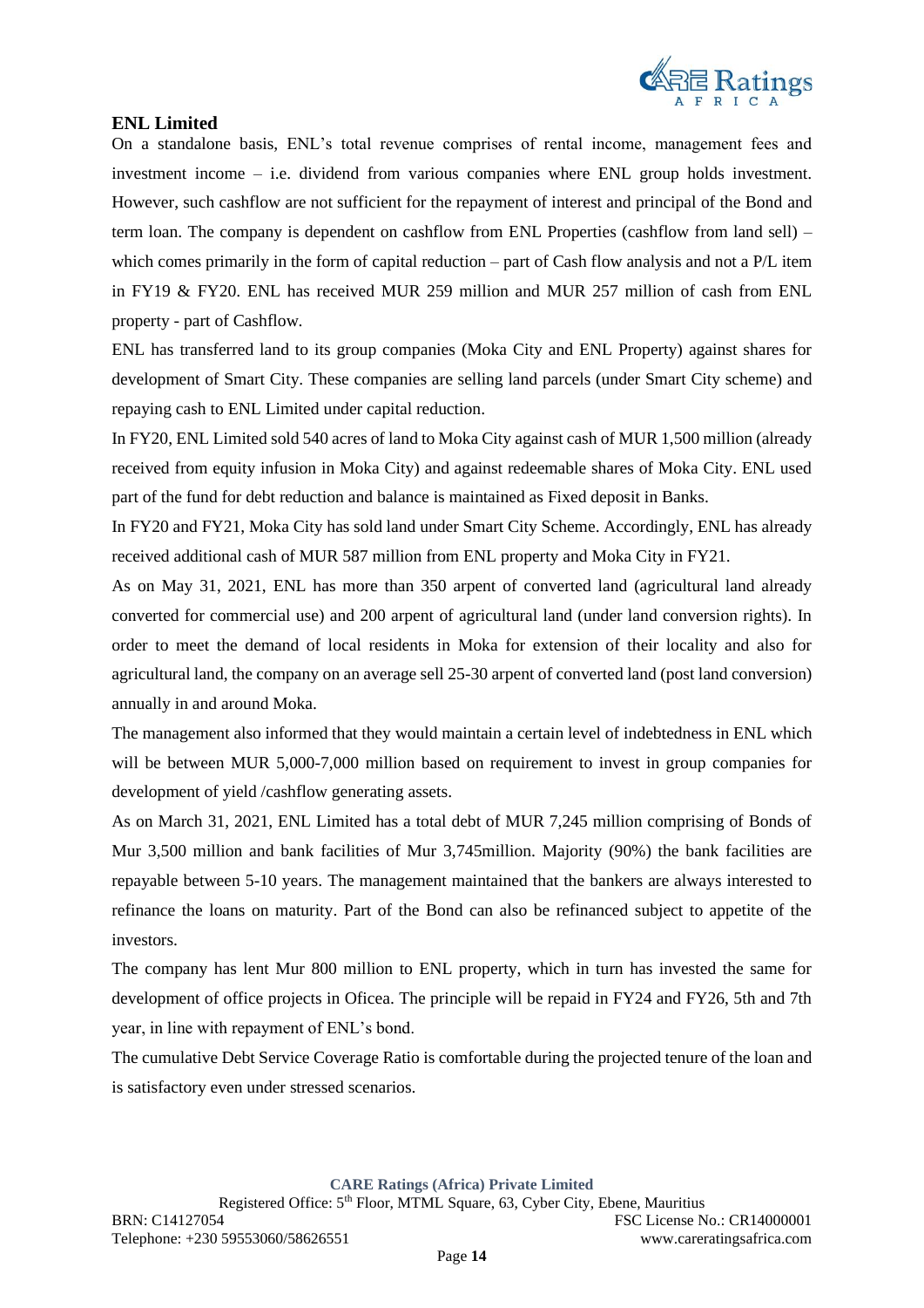### ENL Limited

On a standalone basis, ENL's total revenue comprises of rental income, management fees and investment income – i.e. dividend from various companies where ENL group holds investment. However, such cashflow are not sufficient for the repayment of interest and principal of the Bond and term loan. The company is dependent on cashflow from ENL Properties (cashflow from land sell) – which comes primarily in the form of capital reduction – part of Cash flow analysis and not a P/L item in FY19 & FY20. ENL has received MUR 259 million and MUR 257 million of cash from ENL property - part of Cashflow.

ENL has transferred land to its group companies (Moka City and ENL Property) against shares for development of Smart City. These companies are selling land parcels (under Smart City scheme) and repaying cash to ENL Limited under capital reduction.

In FY20, ENL Limited sold 540 acres of land to Moka City against cash of MUR 1,500 million (already received from equity infusion in Moka City) and against redeemable shares of Moka City. ENL used part of the fund for debt reduction and balance is maintained as Fixed deposit in Banks.

In FY20 and FY21, Moka City has sold land under Smart City Scheme. Accordingly, ENL has already received additional cash of MUR 587 million from ENL property and Moka City in FY21.

As on May 31, 2021, ENL has more than 350 arpent of converted land (agricultural land already converted for commercial use) and 200 arpent of agricultural land (under land conversion rights). In order to meet the demand of local residents in Moka for extension of their locality and also for agricultural land, the company on an average sell 25-30 arpent of converted land (post land conversion) annually in and around Moka.

The management also informed that they would maintain a certain level of indebtedness in ENL which will be between MUR 5,000-7,000 million based on requirement to invest in group companies for development of yield /cashflow generating assets.

As on March 31, 2021, ENL Limited has a total debt of MUR 7,245 million comprising of Bonds of Mur 3,500 million and bank facilities of Mur 3,745million. Majority (90%) the bank facilities are repayable between 5-10 years. The management maintained that the bankers are always interested to refinance the loans on maturity. Part of the Bond can also be refinanced subject to appetite of the investors.

The company has lent Mur 800 million to ENL property, which in turn has invested the same for development of office projects in Oficea. The principle will be repaid in FY24 and FY26, 5th and 7th year, in line with repayment of ENL's bond.

The cumulative Debt Service Coverage Ratio is comfortable during the projected tenure of the loan and is satisfactory even under stressed scenarios.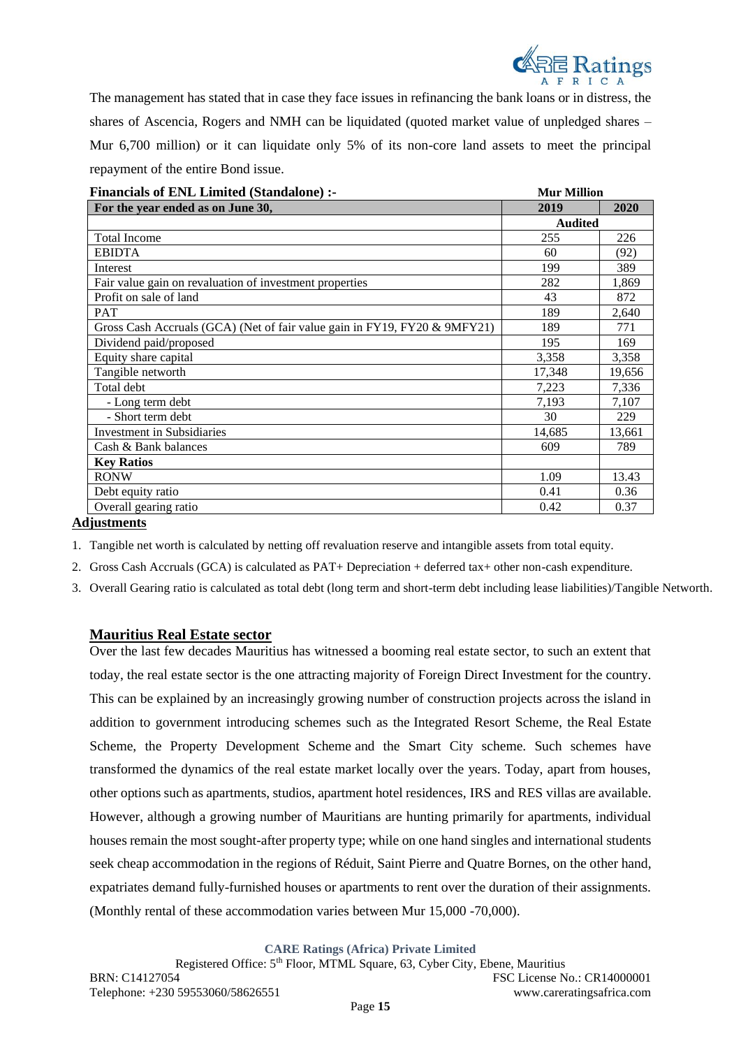The management has stated that in case they face issues in refinancing the bank loans or in distress, the shares of Ascencia, Rogers and NMH can be liquidated (quoted market value of unpledged shares – Mur 6,700 million) or it can liquidate only 5% of its non-core land assets to meet the principal repayment of the entire Bond issue.

**Financials of ENL Limited (Standalone) :-** **Mur Million**

| For the year ended as on June 30, | 2019 | 2020 |
|---|---|---|
| | Audited | |
| Total Income | 255 | 226 |
| EBIDTA | 60 | (92) |
| Interest | 199 | 389 |
| Fair value gain on revaluation of investment properties | 282 | 1,869 |
| Profit on sale of land | 43 | 872 |
| PAT | 189 | 2,640 |
| Gross Cash Accruals (GCA) (Net of fair value gain in FY19, FY20 & 9MFY21) | 189 | 771 |
| Dividend paid/proposed | 195 | 169 |
| Equity share capital | 3,358 | 3,358 |
| Tangible networth | 17,348 | 19,656 |
| Total debt | 7,223 | 7,336 |
| - Long term debt | 7,193 | 7,107 |
| - Short term debt | 30 | 229 |
| Investment in Subsidiaries | 14,685 | 13,661 |
| Cash & Bank balances | 609 | 789 |
| **Key Ratios** | | |
| RONW | 1.09 | 13.43 |
| Debt equity ratio | 0.41 | 0.36 |
| Overall gearing ratio | 0.42 | 0.37 |

**Adjustments**

1. Tangible net worth is calculated by netting off revaluation reserve and intangible assets from total equity.
2. Gross Cash Accruals (GCA) is calculated as PAT+ Depreciation + deferred tax+ other non-cash expenditure.
3. Overall Gearing ratio is calculated as total debt (long term and short-term debt including lease liabilities)/Tangible Networth.

## Mauritius Real Estate sector

Over the last few decades Mauritius has witnessed a booming real estate sector, to such an extent that today, the real estate sector is the one attracting majority of Foreign Direct Investment for the country. This can be explained by an increasingly growing number of construction projects across the island in addition to government introducing schemes such as the Integrated Resort Scheme, the Real Estate Scheme, the Property Development Scheme and the Smart City scheme. Such schemes have transformed the dynamics of the real estate market locally over the years. Today, apart from houses, other options such as apartments, studios, apartment hotel residences, IRS and RES villas are available. However, although a growing number of Mauritians are hunting primarily for apartments, individual houses remain the most sought-after property type; while on one hand singles and international students seek cheap accommodation in the regions of Réduit, Saint Pierre and Quatre Bornes, on the other hand, expatriates demand fully-furnished houses or apartments to rent over the duration of their assignments. (Monthly rental of these accommodation varies between Mur 15,000 -70,000).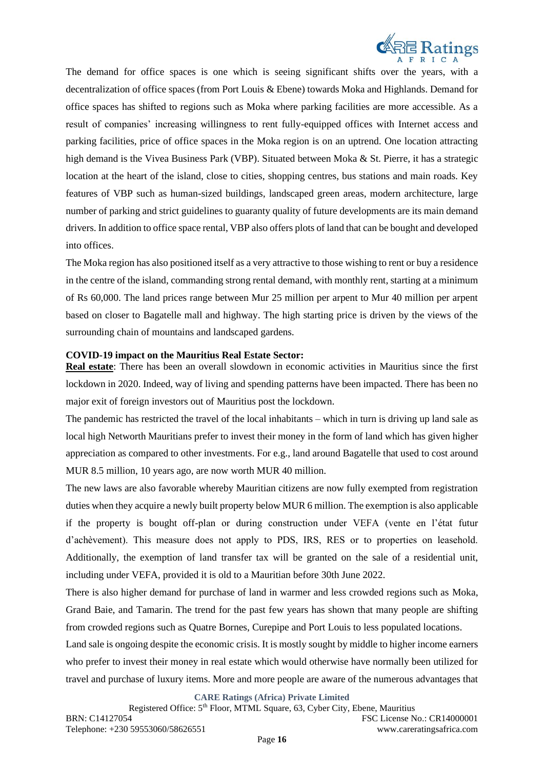The demand for office spaces is one which is seeing significant shifts over the years, with a decentralization of office spaces (from Port Louis & Ebene) towards Moka and Highlands. Demand for office spaces has shifted to regions such as Moka where parking facilities are more accessible. As a result of companies' increasing willingness to rent fully-equipped offices with Internet access and parking facilities, price of office spaces in the Moka region is on an uptrend. One location attracting high demand is the Vivea Business Park (VBP). Situated between Moka & St. Pierre, it has a strategic location at the heart of the island, close to cities, shopping centres, bus stations and main roads. Key features of VBP such as human-sized buildings, landscaped green areas, modern architecture, large number of parking and strict guidelines to guaranty quality of future developments are its main demand drivers. In addition to office space rental, VBP also offers plots of land that can be bought and developed into offices.

The Moka region has also positioned itself as a very attractive to those wishing to rent or buy a residence in the centre of the island, commanding strong rental demand, with monthly rent, starting at a minimum of Rs 60,000. The land prices range between Mur 25 million per arpent to Mur 40 million per arpent based on closer to Bagatelle mall and highway. The high starting price is driven by the views of the surrounding chain of mountains and landscaped gardens.

**COVID-19 impact on the Mauritius Real Estate Sector:**

**Real estate**: There has been an overall slowdown in economic activities in Mauritius since the first lockdown in 2020. Indeed, way of living and spending patterns have been impacted. There has been no major exit of foreign investors out of Mauritius post the lockdown.

The pandemic has restricted the travel of the local inhabitants – which in turn is driving up land sale as local high Networth Mauritians prefer to invest their money in the form of land which has given higher appreciation as compared to other investments. For e.g., land around Bagatelle that used to cost around MUR 8.5 million, 10 years ago, are now worth MUR 40 million.

The new laws are also favorable whereby Mauritian citizens are now fully exempted from registration duties when they acquire a newly built property below MUR 6 million. The exemption is also applicable if the property is bought off-plan or during construction under VEFA (vente en l'état futur d'achèvement). This measure does not apply to PDS, IRS, RES or to properties on leasehold. Additionally, the exemption of land transfer tax will be granted on the sale of a residential unit, including under VEFA, provided it is old to a Mauritian before 30th June 2022.

There is also higher demand for purchase of land in warmer and less crowded regions such as Moka, Grand Baie, and Tamarin. The trend for the past few years has shown that many people are shifting from crowded regions such as Quatre Bornes, Curepipe and Port Louis to less populated locations.

Land sale is ongoing despite the economic crisis. It is mostly sought by middle to higher income earners who prefer to invest their money in real estate which would otherwise have normally been utilized for travel and purchase of luxury items. More and more people are aware of the numerous advantages that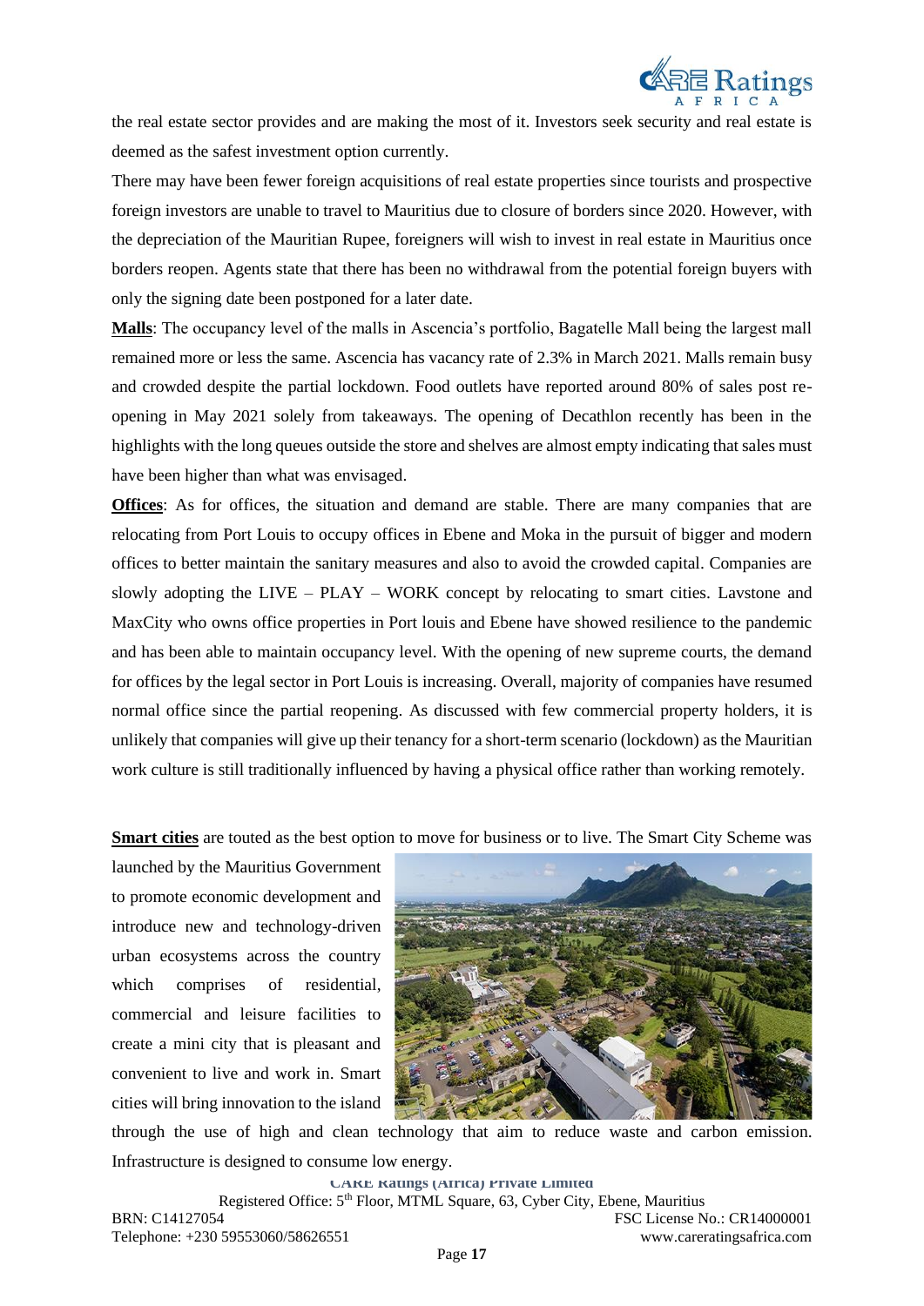the real estate sector provides and are making the most of it. Investors seek security and real estate is deemed as the safest investment option currently.

There may have been fewer foreign acquisitions of real estate properties since tourists and prospective foreign investors are unable to travel to Mauritius due to closure of borders since 2020. However, with the depreciation of the Mauritian Rupee, foreigners will wish to invest in real estate in Mauritius once borders reopen. Agents state that there has been no withdrawal from the potential foreign buyers with only the signing date been postponed for a later date.

**Malls**: The occupancy level of the malls in Ascencia's portfolio, Bagatelle Mall being the largest mall remained more or less the same. Ascencia has vacancy rate of 2.3% in March 2021. Malls remain busy and crowded despite the partial lockdown. Food outlets have reported around 80% of sales post re-opening in May 2021 solely from takeaways. The opening of Decathlon recently has been in the highlights with the long queues outside the store and shelves are almost empty indicating that sales must have been higher than what was envisaged.

**Offices**: As for offices, the situation and demand are stable. There are many companies that are relocating from Port Louis to occupy offices in Ebene and Moka in the pursuit of bigger and modern offices to better maintain the sanitary measures and also to avoid the crowded capital. Companies are slowly adopting the LIVE – PLAY – WORK concept by relocating to smart cities. Lavstone and MaxCity who owns office properties in Port louis and Ebene have showed resilience to the pandemic and has been able to maintain occupancy level. With the opening of new supreme courts, the demand for offices by the legal sector in Port Louis is increasing. Overall, majority of companies have resumed normal office since the partial reopening. As discussed with few commercial property holders, it is unlikely that companies will give up their tenancy for a short-term scenario (lockdown) as the Mauritian work culture is still traditionally influenced by having a physical office rather than working remotely.

**Smart cities** are touted as the best option to move for business or to live. The Smart City Scheme was launched by the Mauritius Government to promote economic development and introduce new and technology-driven urban ecosystems across the country which comprises of residential, commercial and leisure facilities to create a mini city that is pleasant and convenient to live and work in. Smart cities will bring innovation to the island through the use of high and clean technology that aim to reduce waste and carbon emission. Infrastructure is designed to consume low energy.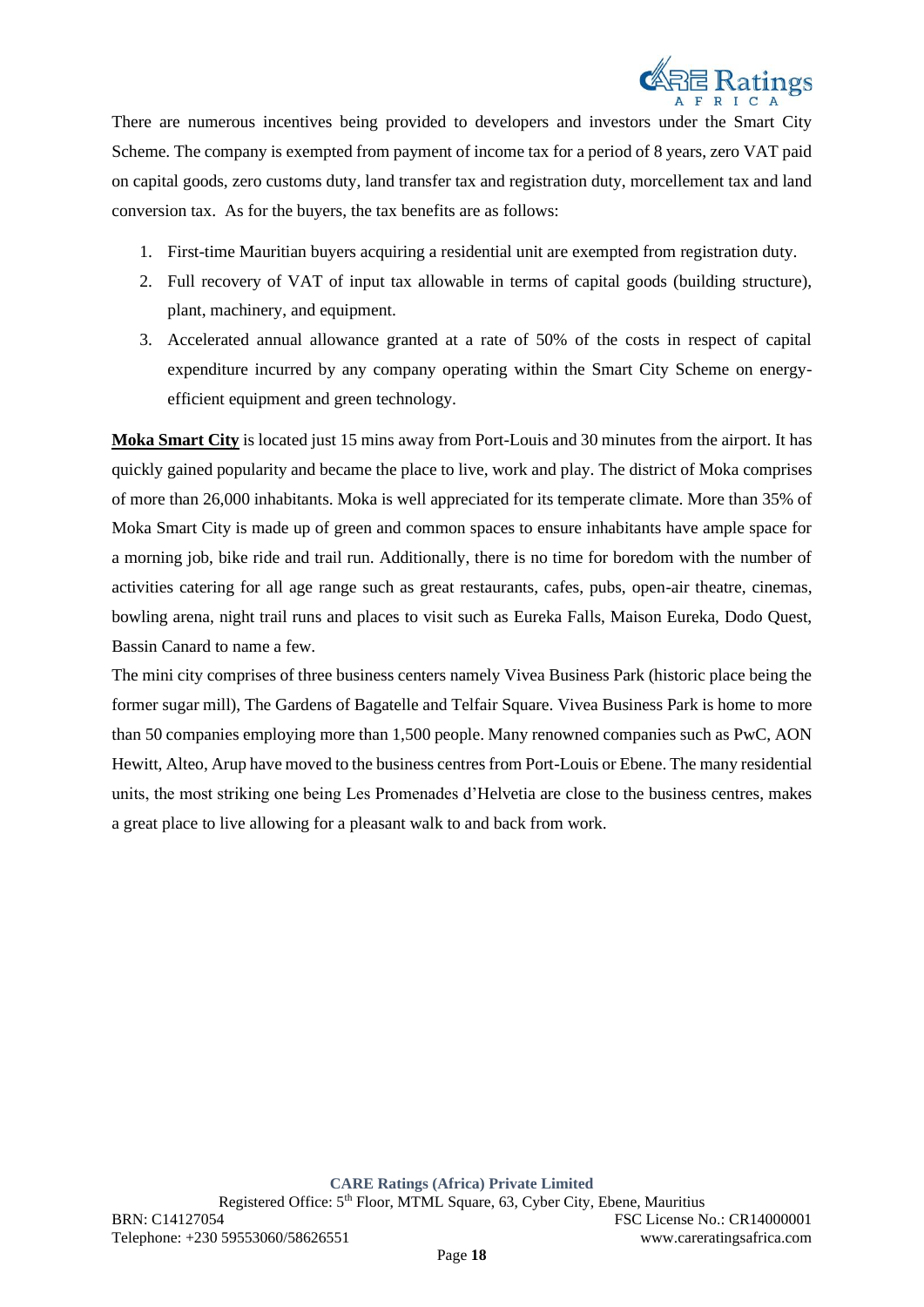There are numerous incentives being provided to developers and investors under the Smart City Scheme. The company is exempted from payment of income tax for a period of 8 years, zero VAT paid on capital goods, zero customs duty, land transfer tax and registration duty, morcellement tax and land conversion tax. As for the buyers, the tax benefits are as follows:

1. First-time Mauritian buyers acquiring a residential unit are exempted from registration duty.
2. Full recovery of VAT of input tax allowable in terms of capital goods (building structure), plant, machinery, and equipment.
3. Accelerated annual allowance granted at a rate of 50% of the costs in respect of capital expenditure incurred by any company operating within the Smart City Scheme on energy-efficient equipment and green technology.

**Moka Smart City** is located just 15 mins away from Port-Louis and 30 minutes from the airport. It has quickly gained popularity and became the place to live, work and play. The district of Moka comprises of more than 26,000 inhabitants. Moka is well appreciated for its temperate climate. More than 35% of Moka Smart City is made up of green and common spaces to ensure inhabitants have ample space for a morning job, bike ride and trail run. Additionally, there is no time for boredom with the number of activities catering for all age range such as great restaurants, cafes, pubs, open-air theatre, cinemas, bowling arena, night trail runs and places to visit such as Eureka Falls, Maison Eureka, Dodo Quest, Bassin Canard to name a few.

The mini city comprises of three business centers namely Vivea Business Park (historic place being the former sugar mill), The Gardens of Bagatelle and Telfair Square. Vivea Business Park is home to more than 50 companies employing more than 1,500 people. Many renowned companies such as PwC, AON Hewitt, Alteo, Arup have moved to the business centres from Port-Louis or Ebene. The many residential units, the most striking one being Les Promenades d'Helvetia are close to the business centres, makes a great place to live allowing for a pleasant walk to and back from work.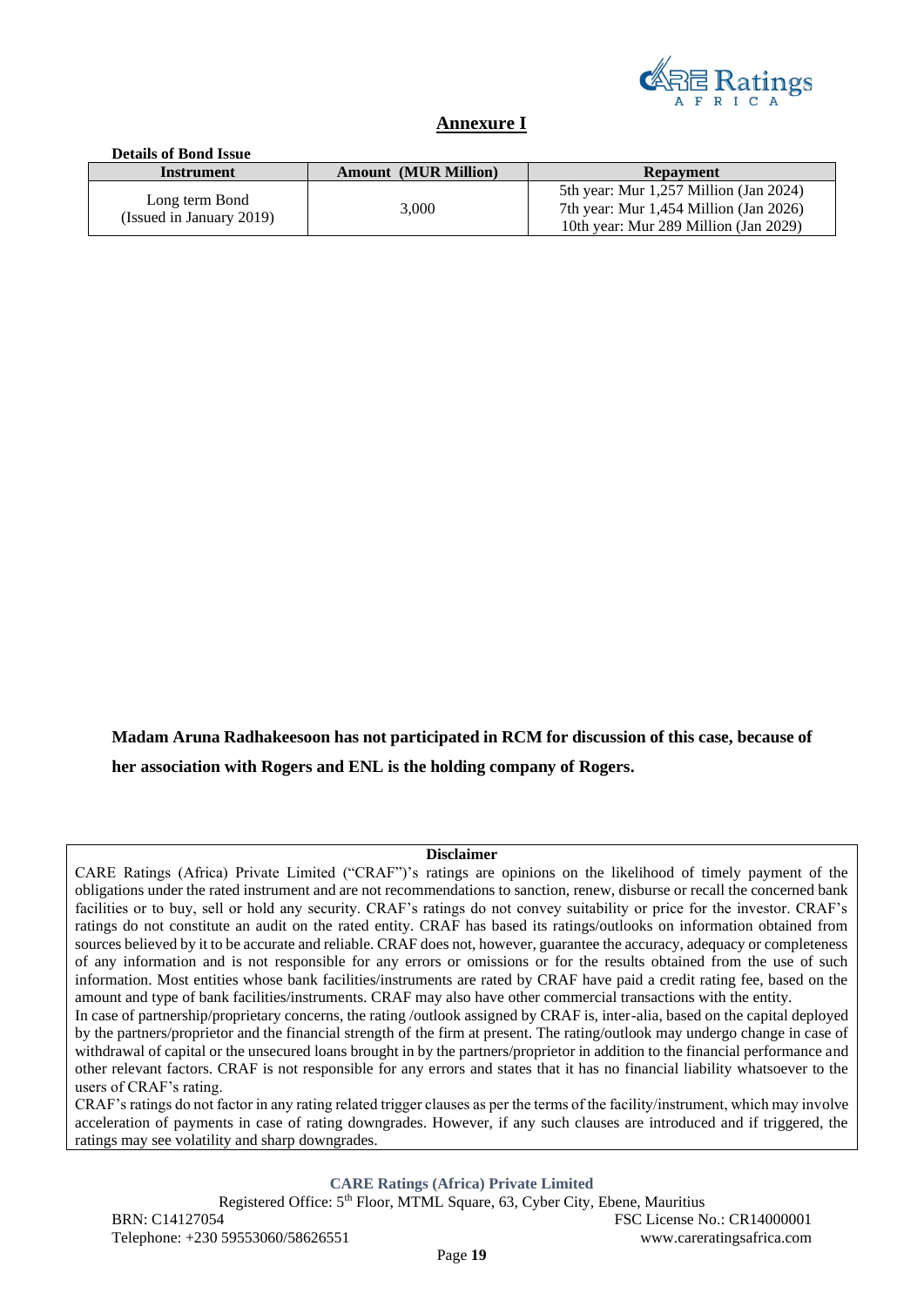## Annexure I

**Details of Bond Issue**

| Instrument | Amount (MUR Million) | Repayment |
|---|---|---|
| Long term Bond (Issued in January 2019) | 3,000 | 5th year: Mur 1,257 Million (Jan 2024)<br>7th year: Mur 1,454 Million (Jan 2026)<br>10th year: Mur 289 Million (Jan 2029) |

**Madam Aruna Radhakeesoon has not participated in RCM for discussion of this case, because of her association with Rogers and ENL is the holding company of Rogers.**

**Disclaimer**

CARE Ratings (Africa) Private Limited ("CRAF")'s ratings are opinions on the likelihood of timely payment of the obligations under the rated instrument and are not recommendations to sanction, renew, disburse or recall the concerned bank facilities or to buy, sell or hold any security. CRAF's ratings do not convey suitability or price for the investor. CRAF's ratings do not constitute an audit on the rated entity. CRAF has based its ratings/outlooks on information obtained from sources believed by it to be accurate and reliable. CRAF does not, however, guarantee the accuracy, adequacy or completeness of any information and is not responsible for any errors or omissions or for the results obtained from the use of such information. Most entities whose bank facilities/instruments are rated by CRAF have paid a credit rating fee, based on the amount and type of bank facilities/instruments. CRAF may also have other commercial transactions with the entity.

In case of partnership/proprietary concerns, the rating /outlook assigned by CRAF is, inter-alia, based on the capital deployed by the partners/proprietor and the financial strength of the firm at present. The rating/outlook may undergo change in case of withdrawal of capital or the unsecured loans brought in by the partners/proprietor in addition to the financial performance and other relevant factors. CRAF is not responsible for any errors and states that it has no financial liability whatsoever to the users of CRAF's rating.

CRAF's ratings do not factor in any rating related trigger clauses as per the terms of the facility/instrument, which may involve acceleration of payments in case of rating downgrades. However, if any such clauses are introduced and if triggered, the ratings may see volatility and sharp downgrades.

**CARE Ratings (Africa) Private Limited**

Registered Office: 5th Floor, MTML Square, 63, Cyber City, Ebene, Mauritius

BRN: C14127054 FSC License No.: CR14000001

Telephone: +230 59553060/58626551 www.careratingsafrica.com